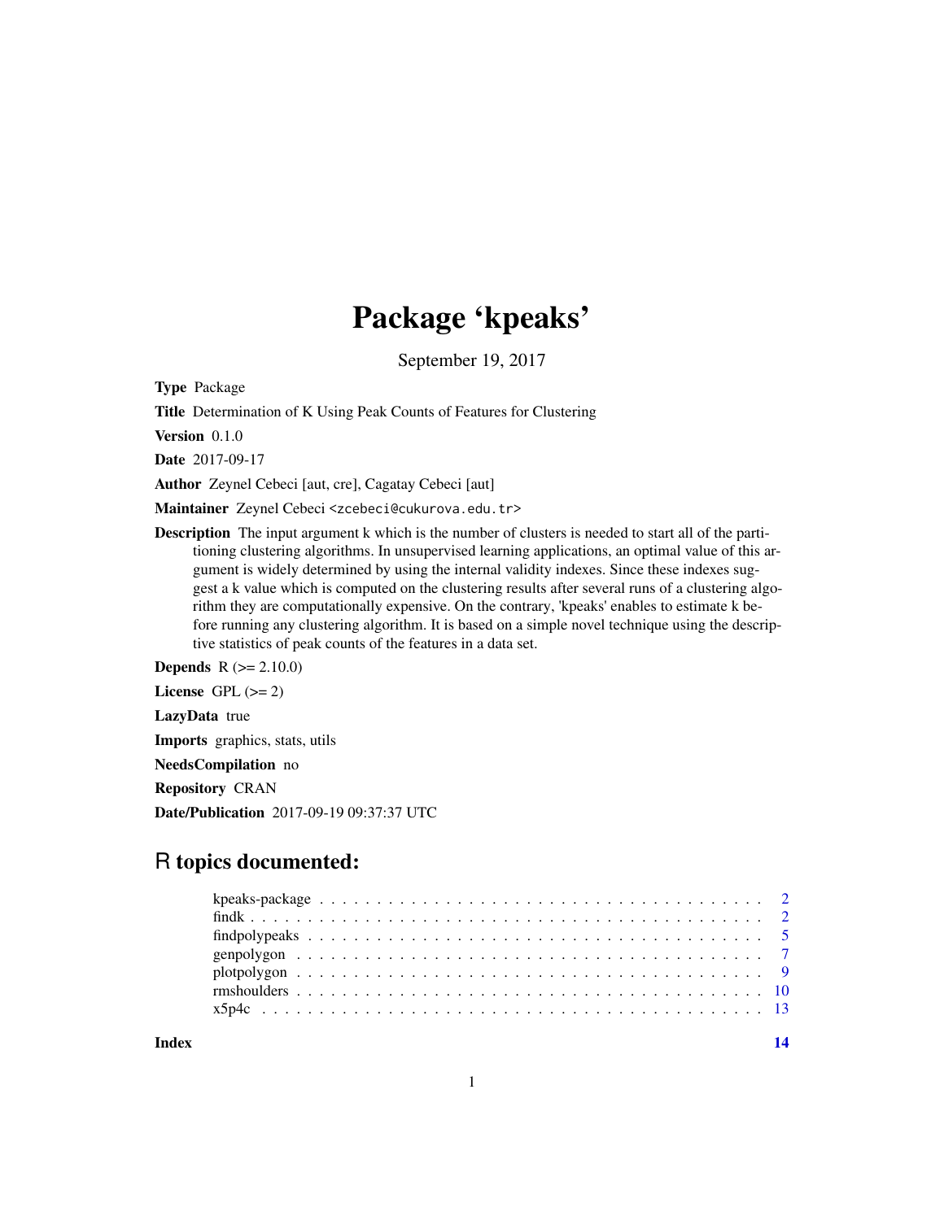# Package 'kpeaks'

September 19, 2017

**Type** Package

**Title** Determination of K Using Peak Counts of Features for Clustering

**Version** 0.1.0

**Date** 2017-09-17

**Author** Zeynel Cebeci [aut, cre], Cagatay Cebeci [aut]

**Maintainer** Zeynel Cebeci <zcebeci@cukurova.edu.tr>

**Description** The input argument k which is the number of clusters is needed to start all of the partitioning clustering algorithms. In unsupervised learning applications, an optimal value of this argument is widely determined by using the internal validity indexes. Since these indexes suggest a k value which is computed on the clustering results after several runs of a clustering algorithm they are computationally expensive. On the contrary, 'kpeaks' enables to estimate k before running any clustering algorithm. It is based on a simple novel technique using the descriptive statistics of peak counts of the features in a data set.

**Depends** R (>= 2.10.0)

**License** GPL (>= 2)

**LazyData** true

**Imports** graphics, stats, utils

**NeedsCompilation** no

**Repository** CRAN

**Date/Publication** 2017-09-19 09:37:37 UTC

## R topics documented:

- kpeaks-package . . . . . . . . . . . . . . . . . . . . . . . . . . . . . . . . . . . . 2
- findk . . . . . . . . . . . . . . . . . . . . . . . . . . . . . . . . . . . . . . . . . . 2
- findpolypeaks . . . . . . . . . . . . . . . . . . . . . . . . . . . . . . . . . . . . . 5
- genpolygon . . . . . . . . . . . . . . . . . . . . . . . . . . . . . . . . . . . . . . 7
- plotpolygon . . . . . . . . . . . . . . . . . . . . . . . . . . . . . . . . . . . . . . 9
- rmshoulders . . . . . . . . . . . . . . . . . . . . . . . . . . . . . . . . . . . . . . 10
- x5p4c . . . . . . . . . . . . . . . . . . . . . . . . . . . . . . . . . . . . . . . . . 13

**Index** 14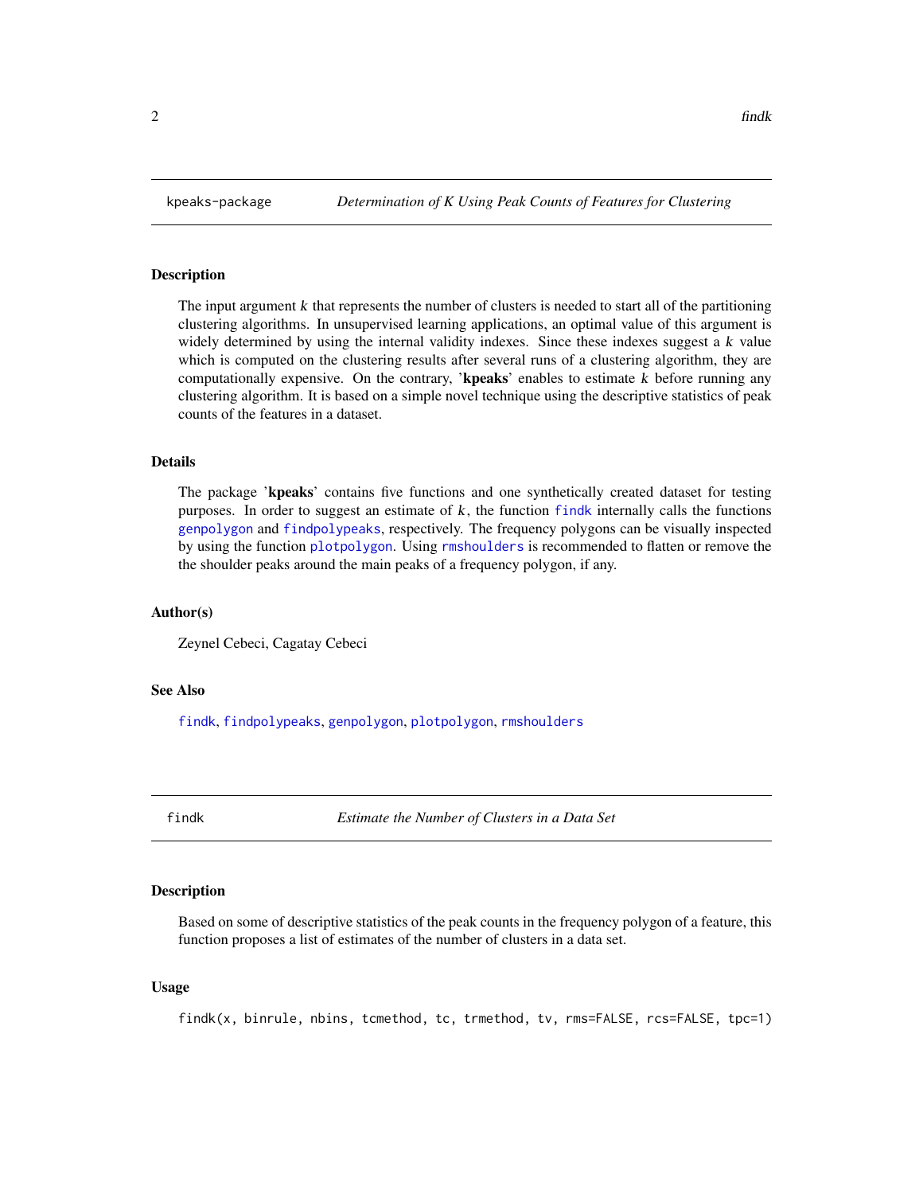## kpeaks-package — *Determination of K Using Peak Counts of Features for Clustering*

### Description

The input argument *k* that represents the number of clusters is needed to start all of the partitioning clustering algorithms. In unsupervised learning applications, an optimal value of this argument is widely determined by using the internal validity indexes. Since these indexes suggest a *k* value which is computed on the clustering results after several runs of a clustering algorithm, they are computationally expensive. On the contrary, '**kpeaks**' enables to estimate *k* before running any clustering algorithm. It is based on a simple novel technique using the descriptive statistics of peak counts of the features in a dataset.

### Details

The package '**kpeaks**' contains five functions and one synthetically created dataset for testing purposes. In order to suggest an estimate of *k*, the function `findk` internally calls the functions `genpolygon` and `findpolypeaks`, respectively. The frequency polygons can be visually inspected by using the function `plotpolygon`. Using `rmshoulders` is recommended to flatten or remove the the shoulder peaks around the main peaks of a frequency polygon, if any.

### Author(s)

Zeynel Cebeci, Cagatay Cebeci

### See Also

`findk`, `findpolypeaks`, `genpolygon`, `plotpolygon`, `rmshoulders`

## findk — *Estimate the Number of Clusters in a Data Set*

### Description

Based on some of descriptive statistics of the peak counts in the frequency polygon of a feature, this function proposes a list of estimates of the number of clusters in a data set.

### Usage

```
findk(x, binrule, nbins, tcmethod, tc, trmethod, tv, rms=FALSE, rcs=FALSE, tpc=1)
```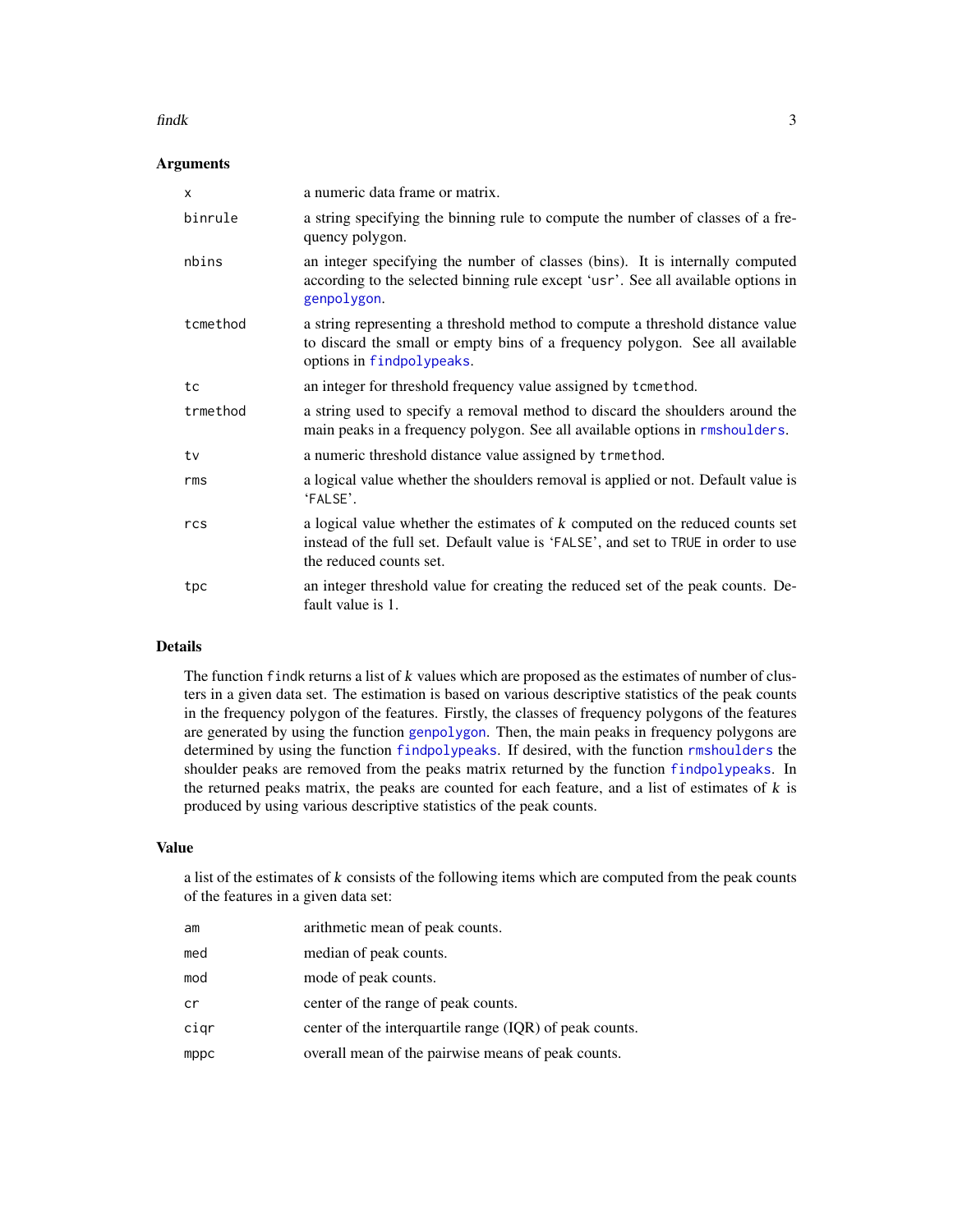## Arguments

| | |
|---|---|
| `x` | a numeric data frame or matrix. |
| `binrule` | a string specifying the binning rule to compute the number of classes of a frequency polygon. |
| `nbins` | an integer specifying the number of classes (bins). It is internally computed according to the selected binning rule except 'usr'. See all available options in `genpolygon`. |
| `tcmethod` | a string representing a threshold method to compute a threshold distance value to discard the small or empty bins of a frequency polygon. See all available options in `findpolypeaks`. |
| `tc` | an integer for threshold frequency value assigned by `tcmethod`. |
| `trmethod` | a string used to specify a removal method to discard the shoulders around the main peaks in a frequency polygon. See all available options in `rmshoulders`. |
| `tv` | a numeric threshold distance value assigned by `trmethod`. |
| `rms` | a logical value whether the shoulders removal is applied or not. Default value is 'FALSE'. |
| `rcs` | a logical value whether the estimates of *k* computed on the reduced counts set instead of the full set. Default value is 'FALSE', and set to TRUE in order to use the reduced counts set. |
| `tpc` | an integer threshold value for creating the reduced set of the peak counts. Default value is 1. |

## Details

The function `findk` returns a list of *k* values which are proposed as the estimates of number of clusters in a given data set. The estimation is based on various descriptive statistics of the peak counts in the frequency polygon of the features. Firstly, the classes of frequency polygons of the features are generated by using the function `genpolygon`. Then, the main peaks in frequency polygons are determined by using the function `findpolypeaks`. If desired, with the function `rmshoulders` the shoulder peaks are removed from the peaks matrix returned by the function `findpolypeaks`. In the returned peaks matrix, the peaks are counted for each feature, and a list of estimates of *k* is produced by using various descriptive statistics of the peak counts.

## Value

a list of the estimates of *k* consists of the following items which are computed from the peak counts of the features in a given data set:

| | |
|---|---|
| `am` | arithmetic mean of peak counts. |
| `med` | median of peak counts. |
| `mod` | mode of peak counts. |
| `cr` | center of the range of peak counts. |
| `ciqr` | center of the interquartile range (IQR) of peak counts. |
| `mppc` | overall mean of the pairwise means of peak counts. |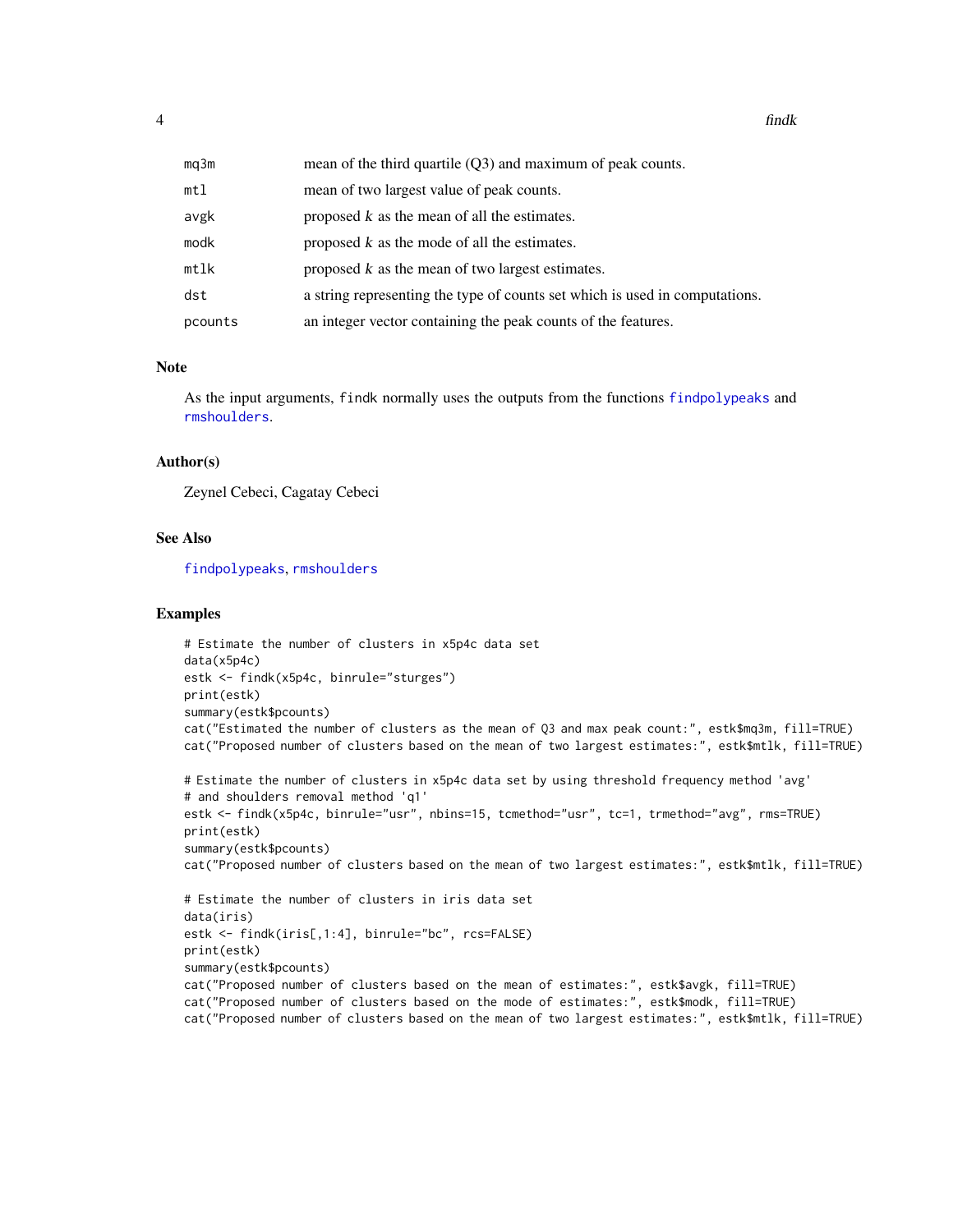| | |
|---|---|
| mq3m | mean of the third quartile (Q3) and maximum of peak counts. |
| mtl | mean of two largest value of peak counts. |
| avgk | proposed $k$ as the mean of all the estimates. |
| modk | proposed $k$ as the mode of all the estimates. |
| mtlk | proposed $k$ as the mean of two largest estimates. |
| dst | a string representing the type of counts set which is used in computations. |
| pcounts | an integer vector containing the peak counts of the features. |

## Note

As the input arguments, `findk` normally uses the outputs from the functions `findpolypeaks` and `rmshoulders`.

## Author(s)

Zeynel Cebeci, Cagatay Cebeci

## See Also

`findpolypeaks`, `rmshoulders`

## Examples

```
# Estimate the number of clusters in x5p4c data set
data(x5p4c)
estk <- findk(x5p4c, binrule="sturges")
print(estk)
summary(estk$pcounts)
cat("Estimated the number of clusters as the mean of Q3 and max peak count:", estk$mq3m, fill=TRUE)
cat("Proposed number of clusters based on the mean of two largest estimates:", estk$mtlk, fill=TRUE)

# Estimate the number of clusters in x5p4c data set by using threshold frequency method 'avg'
# and shoulders removal method 'q1'
estk <- findk(x5p4c, binrule="usr", nbins=15, tcmethod="usr", tc=1, trmethod="avg", rms=TRUE)
print(estk)
summary(estk$pcounts)
cat("Proposed number of clusters based on the mean of two largest estimates:", estk$mtlk, fill=TRUE)

# Estimate the number of clusters in iris data set
data(iris)
estk <- findk(iris[,1:4], binrule="bc", rcs=FALSE)
print(estk)
summary(estk$pcounts)
cat("Proposed number of clusters based on the mean of estimates:", estk$avgk, fill=TRUE)
cat("Proposed number of clusters based on the mode of estimates:", estk$modk, fill=TRUE)
cat("Proposed number of clusters based on the mean of two largest estimates:", estk$mtlk, fill=TRUE)
```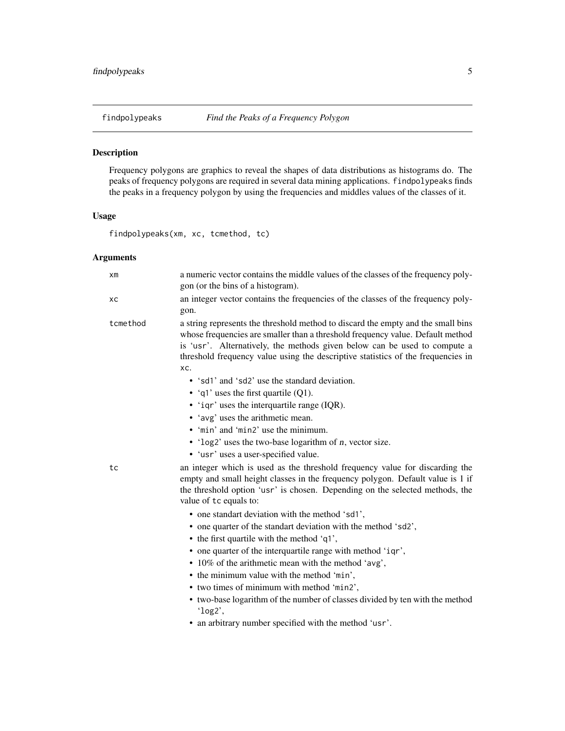# findpolypeaks — *Find the Peaks of a Frequency Polygon*

## Description

Frequency polygons are graphics to reveal the shapes of data distributions as histograms do. The peaks of frequency polygons are required in several data mining applications. `findpolypeaks` finds the peaks in a frequency polygon by using the frequencies and middles values of the classes of it.

## Usage

```
findpolypeaks(xm, xc, tcmethod, tc)
```

## Arguments

`xm` — a numeric vector contains the middle values of the classes of the frequency polygon (or the bins of a histogram).

`xc` — an integer vector contains the frequencies of the classes of the frequency polygon.

`tcmethod` — a string represents the threshold method to discard the empty and the small bins whose frequencies are smaller than a threshold frequency value. Default method is 'usr'. Alternatively, the methods given below can be used to compute a threshold frequency value using the descriptive statistics of the frequencies in `xc`.

- 'sd1' and 'sd2' use the standard deviation.
- 'q1' uses the first quartile (Q1).
- 'iqr' uses the interquartile range (IQR).
- 'avg' uses the arithmetic mean.
- 'min' and 'min2' use the minimum.
- 'log2' uses the two-base logarithm of *n*, vector size.
- 'usr' uses a user-specified value.

`tc` — an integer which is used as the threshold frequency value for discarding the empty and small height classes in the frequency polygon. Default value is 1 if the threshold option 'usr' is chosen. Depending on the selected methods, the value of `tc` equals to:

- one standart deviation with the method 'sd1',
- one quarter of the standart deviation with the method 'sd2',
- the first quartile with the method 'q1',
- one quarter of the interquartile range with method 'iqr',
- 10% of the arithmetic mean with the method 'avg',
- the minimum value with the method 'min',
- two times of minimum with method 'min2',
- two-base logarithm of the number of classes divided by ten with the method 'log2',
- an arbitrary number specified with the method 'usr'.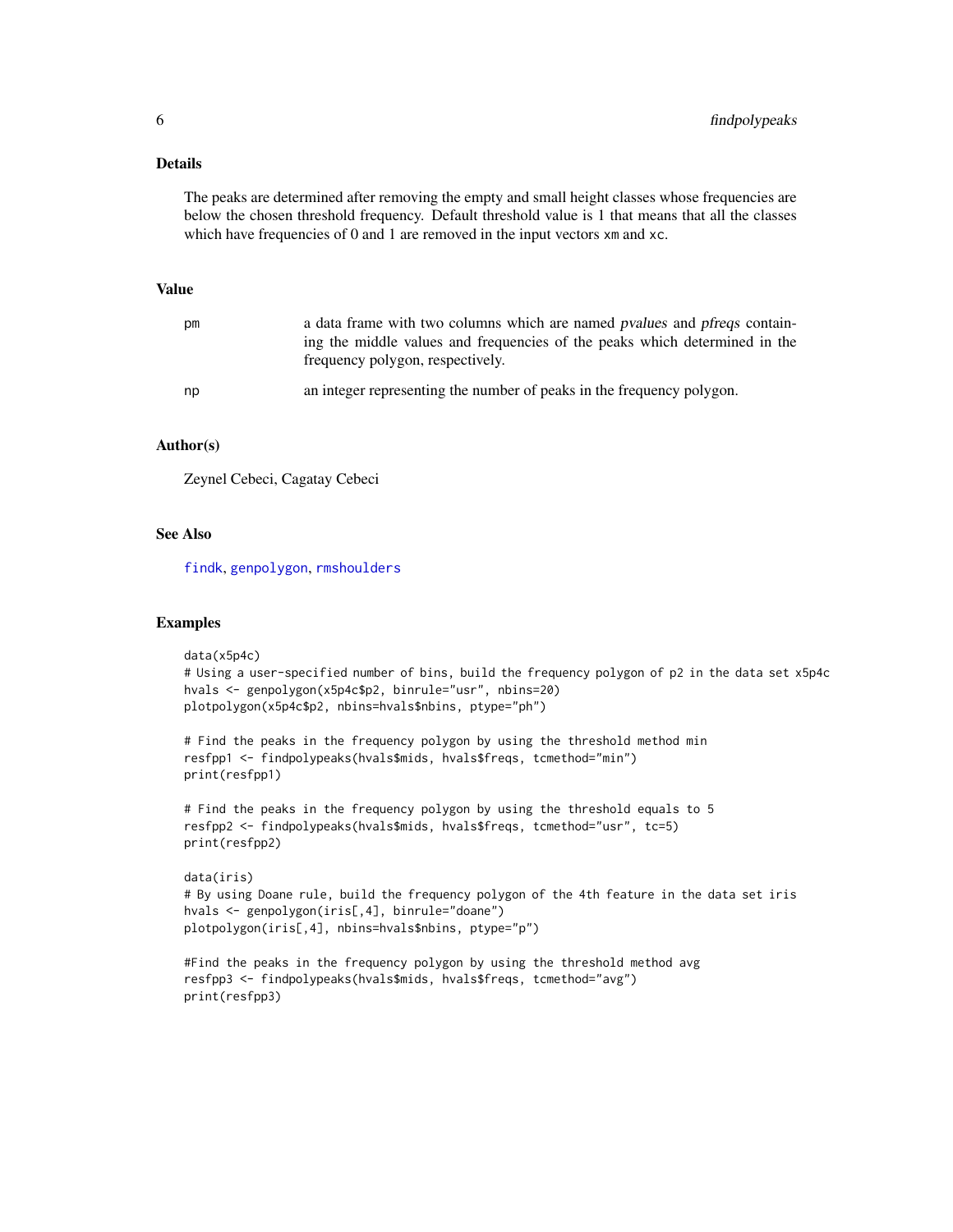## Details

The peaks are determined after removing the empty and small height classes whose frequencies are below the chosen threshold frequency. Default threshold value is 1 that means that all the classes which have frequencies of 0 and 1 are removed in the input vectors `xm` and `xc`.

## Value

| | |
|---|---|
| `pm` | a data frame with two columns which are named *pvalues* and *pfreqs* containing the middle values and frequencies of the peaks which determined in the frequency polygon, respectively. |
| `np` | an integer representing the number of peaks in the frequency polygon. |

## Author(s)

Zeynel Cebeci, Cagatay Cebeci

## See Also

`findk`, `genpolygon`, `rmshoulders`

## Examples

```
data(x5p4c)
# Using a user-specified number of bins, build the frequency polygon of p2 in the data set x5p4c
hvals <- genpolygon(x5p4c$p2, binrule="usr", nbins=20)
plotpolygon(x5p4c$p2, nbins=hvals$nbins, ptype="ph")

# Find the peaks in the frequency polygon by using the threshold method min
resfpp1 <- findpolypeaks(hvals$mids, hvals$freqs, tcmethod="min")
print(resfpp1)

# Find the peaks in the frequency polygon by using the threshold equals to 5
resfpp2 <- findpolypeaks(hvals$mids, hvals$freqs, tcmethod="usr", tc=5)
print(resfpp2)

data(iris)
# By using Doane rule, build the frequency polygon of the 4th feature in the data set iris
hvals <- genpolygon(iris[,4], binrule="doane")
plotpolygon(iris[,4], nbins=hvals$nbins, ptype="p")

#Find the peaks in the frequency polygon by using the threshold method avg
resfpp3 <- findpolypeaks(hvals$mids, hvals$freqs, tcmethod="avg")
print(resfpp3)
```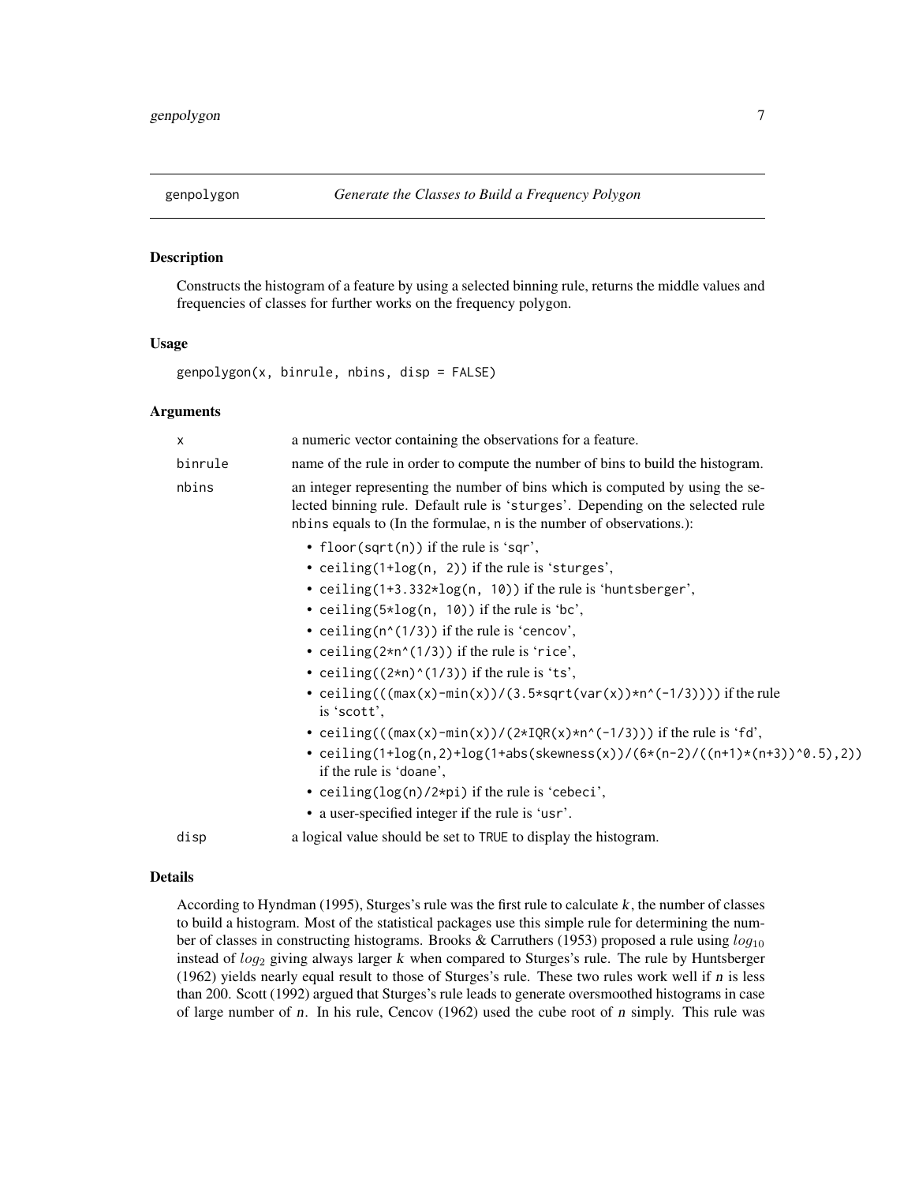## genpolygon — *Generate the Classes to Build a Frequency Polygon*

### Description

Constructs the histogram of a feature by using a selected binning rule, returns the middle values and frequencies of classes for further works on the frequency polygon.

### Usage

```
genpolygon(x, binrule, nbins, disp = FALSE)
```

### Arguments

- `x` — a numeric vector containing the observations for a feature.
- `binrule` — name of the rule in order to compute the number of bins to build the histogram.
- `nbins` — an integer representing the number of bins which is computed by using the selected binning rule. Default rule is 'sturges'. Depending on the selected rule nbins equals to (In the formulae, n is the number of observations.):
  - `floor(sqrt(n))` if the rule is 'sqr',
  - `ceiling(1+log(n, 2))` if the rule is 'sturges',
  - `ceiling(1+3.332*log(n, 10))` if the rule is 'huntsberger',
  - `ceiling(5*log(n, 10))` if the rule is 'bc',
  - `ceiling(n^(1/3))` if the rule is 'cencov',
  - `ceiling(2*n^(1/3))` if the rule is 'rice',
  - `ceiling((2*n)^(1/3))` if the rule is 'ts',
  - `ceiling(((max(x)-min(x))/(3.5*sqrt(var(x))*n^(-1/3))))` if the rule is 'scott',
  - `ceiling(((max(x)-min(x))/(2*IQR(x)*n^(-1/3)))` if the rule is 'fd',
  - `ceiling(1+log(n,2)+log(1+abs(skewness(x))/(6*(n-2)/((n+1)*(n+3))^0.5),2))` if the rule is 'doane',
  - `ceiling(log(n)/2*pi)` if the rule is 'cebeci',
  - a user-specified integer if the rule is 'usr'.
- `disp` — a logical value should be set to `TRUE` to display the histogram.

### Details

According to Hyndman (1995), Sturges's rule was the first rule to calculate $k$, the number of classes to build a histogram. Most of the statistical packages use this simple rule for determining the number of classes in constructing histograms. Brooks & Carruthers (1953) proposed a rule using $log_{10}$ instead of $log_2$ giving always larger $k$ when compared to Sturges's rule. The rule by Huntsberger (1962) yields nearly equal result to those of Sturges's rule. These two rules work well if $n$ is less than 200. Scott (1992) argued that Sturges's rule leads to generate oversmoothed histograms in case of large number of $n$. In his rule, Cencov (1962) used the cube root of $n$ simply. This rule was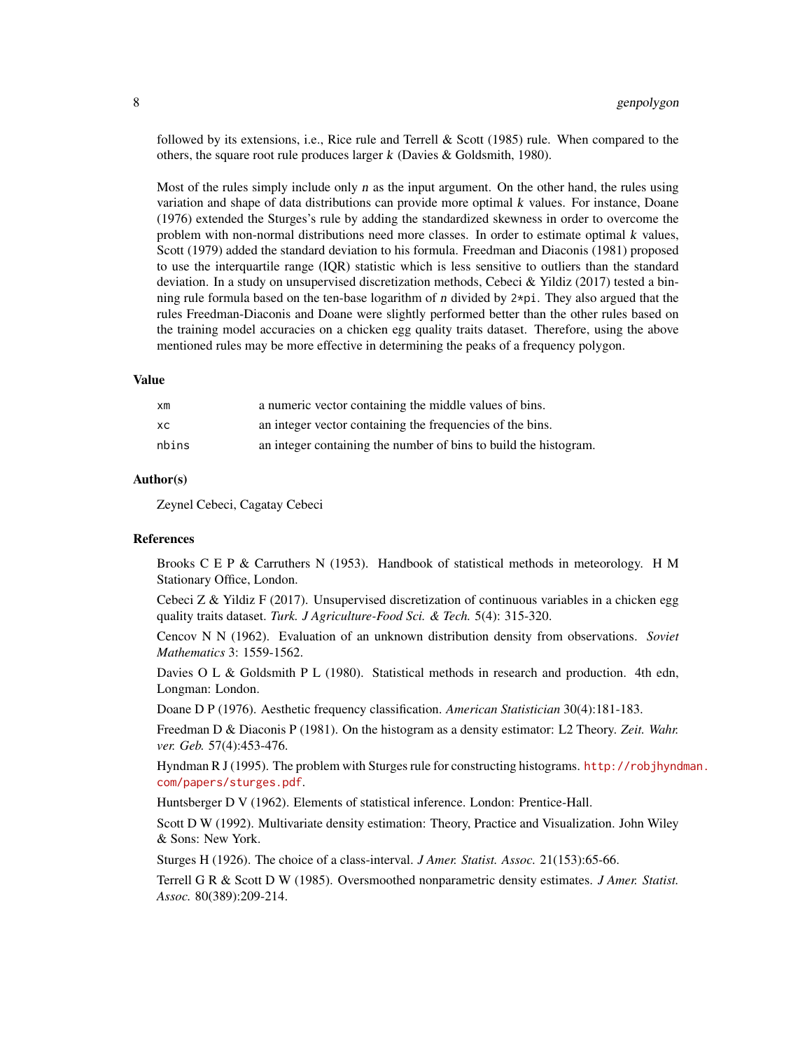followed by its extensions, i.e., Rice rule and Terrell & Scott (1985) rule. When compared to the others, the square root rule produces larger $k$ (Davies & Goldsmith, 1980).

Most of the rules simply include only $n$ as the input argument. On the other hand, the rules using variation and shape of data distributions can provide more optimal $k$ values. For instance, Doane (1976) extended the Sturges's rule by adding the standardized skewness in order to overcome the problem with non-normal distributions need more classes. In order to estimate optimal $k$ values, Scott (1979) added the standard deviation to his formula. Freedman and Diaconis (1981) proposed to use the interquartile range (IQR) statistic which is less sensitive to outliers than the standard deviation. In a study on unsupervised discretization methods, Cebeci & Yildiz (2017) tested a binning rule formula based on the ten-base logarithm of $n$ divided by `2*pi`. They also argued that the rules Freedman-Diaconis and Doane were slightly performed better than the other rules based on the training model accuracies on a chicken egg quality traits dataset. Therefore, using the above mentioned rules may be more effective in determining the peaks of a frequency polygon.

## Value

| | |
|---|---|
| `xm` | a numeric vector containing the middle values of bins. |
| `xc` | an integer vector containing the frequencies of the bins. |
| `nbins` | an integer containing the number of bins to build the histogram. |

## Author(s)

Zeynel Cebeci, Cagatay Cebeci

## References

Brooks C E P & Carruthers N (1953). Handbook of statistical methods in meteorology. H M Stationary Office, London.

Cebeci Z & Yildiz F (2017). Unsupervised discretization of continuous variables in a chicken egg quality traits dataset. *Turk. J Agriculture-Food Sci. & Tech.* 5(4): 315-320.

Cencov N N (1962). Evaluation of an unknown distribution density from observations. *Soviet Mathematics* 3: 1559-1562.

Davies O L & Goldsmith P L (1980). Statistical methods in research and production. 4th edn, Longman: London.

Doane D P (1976). Aesthetic frequency classification. *American Statistician* 30(4):181-183.

Freedman D & Diaconis P (1981). On the histogram as a density estimator: L2 Theory. *Zeit. Wahr. ver. Geb.* 57(4):453-476.

Hyndman R J (1995). The problem with Sturges rule for constructing histograms. http://robjhyndman.com/papers/sturges.pdf.

Huntsberger D V (1962). Elements of statistical inference. London: Prentice-Hall.

Scott D W (1992). Multivariate density estimation: Theory, Practice and Visualization. John Wiley & Sons: New York.

Sturges H (1926). The choice of a class-interval. *J Amer. Statist. Assoc.* 21(153):65-66.

Terrell G R & Scott D W (1985). Oversmoothed nonparametric density estimates. *J Amer. Statist. Assoc.* 80(389):209-214.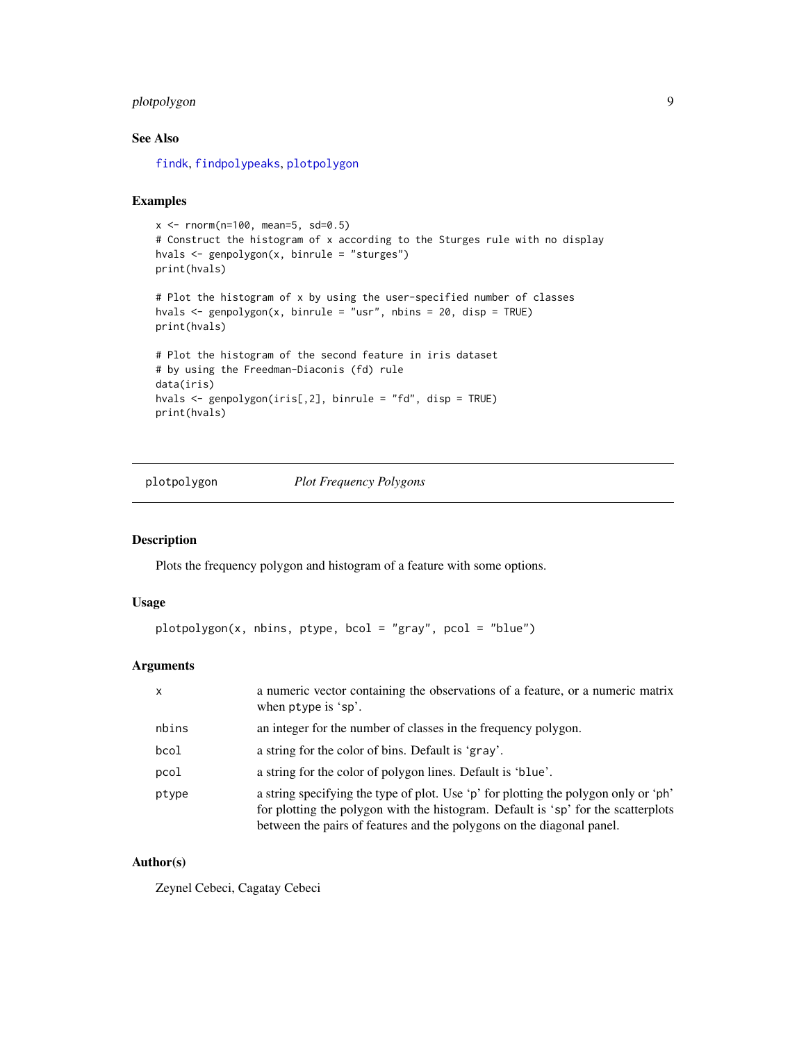### See Also

findk, findpolypeaks, plotpolygon

### Examples

```
x <- rnorm(n=100, mean=5, sd=0.5)
# Construct the histogram of x according to the Sturges rule with no display
hvals <- genpolygon(x, binrule = "sturges")
print(hvals)

# Plot the histogram of x by using the user-specified number of classes
hvals <- genpolygon(x, binrule = "usr", nbins = 20, disp = TRUE)
print(hvals)

# Plot the histogram of the second feature in iris dataset
# by using the Freedman-Diaconis (fd) rule
data(iris)
hvals <- genpolygon(iris[,2], binrule = "fd", disp = TRUE)
print(hvals)
```

---

## plotpolygon    *Plot Frequency Polygons*

---

### Description

Plots the frequency polygon and histogram of a feature with some options.

### Usage

```
plotpolygon(x, nbins, ptype, bcol = "gray", pcol = "blue")
```

### Arguments

| | |
|---|---|
| x | a numeric vector containing the observations of a feature, or a numeric matrix when ptype is 'sp'. |
| nbins | an integer for the number of classes in the frequency polygon. |
| bcol | a string for the color of bins. Default is 'gray'. |
| pcol | a string for the color of polygon lines. Default is 'blue'. |
| ptype | a string specifying the type of plot. Use 'p' for plotting the polygon only or 'ph' for plotting the polygon with the histogram. Default is 'sp' for the scatterplots between the pairs of features and the polygons on the diagonal panel. |

### Author(s)

Zeynel Cebeci, Cagatay Cebeci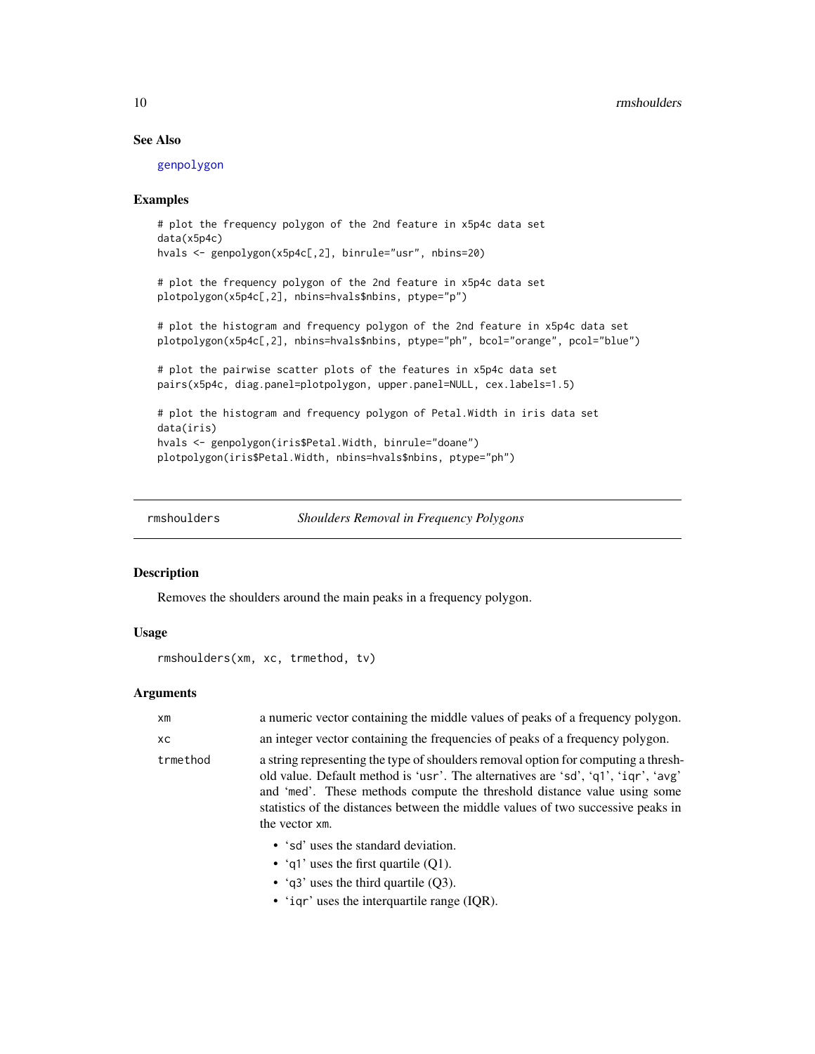## See Also

genpolygon

## Examples

```
# plot the frequency polygon of the 2nd feature in x5p4c data set
data(x5p4c)
hvals <- genpolygon(x5p4c[,2], binrule="usr", nbins=20)

# plot the frequency polygon of the 2nd feature in x5p4c data set
plotpolygon(x5p4c[,2], nbins=hvals$nbins, ptype="p")

# plot the histogram and frequency polygon of the 2nd feature in x5p4c data set
plotpolygon(x5p4c[,2], nbins=hvals$nbins, ptype="ph", bcol="orange", pcol="blue")

# plot the pairwise scatter plots of the features in x5p4c data set
pairs(x5p4c, diag.panel=plotpolygon, upper.panel=NULL, cex.labels=1.5)

# plot the histogram and frequency polygon of Petal.Width in iris data set
data(iris)
hvals <- genpolygon(iris$Petal.Width, binrule="doane")
plotpolygon(iris$Petal.Width, nbins=hvals$nbins, ptype="ph")
```

---

# rmshoulders *Shoulders Removal in Frequency Polygons*

## Description

Removes the shoulders around the main peaks in a frequency polygon.

## Usage

```
rmshoulders(xm, xc, trmethod, tv)
```

## Arguments

| | |
|---|---|
| `xm` | a numeric vector containing the middle values of peaks of a frequency polygon. |
| `xc` | an integer vector containing the frequencies of peaks of a frequency polygon. |
| `trmethod` | a string representing the type of shoulders removal option for computing a threshold value. Default method is 'usr'. The alternatives are 'sd', 'q1', 'iqr', 'avg' and 'med'. These methods compute the threshold distance value using some statistics of the distances between the middle values of two successive peaks in the vector `xm`. |

- 'sd' uses the standard deviation.
- 'q1' uses the first quartile (Q1).
- 'q3' uses the third quartile (Q3).
- 'iqr' uses the interquartile range (IQR).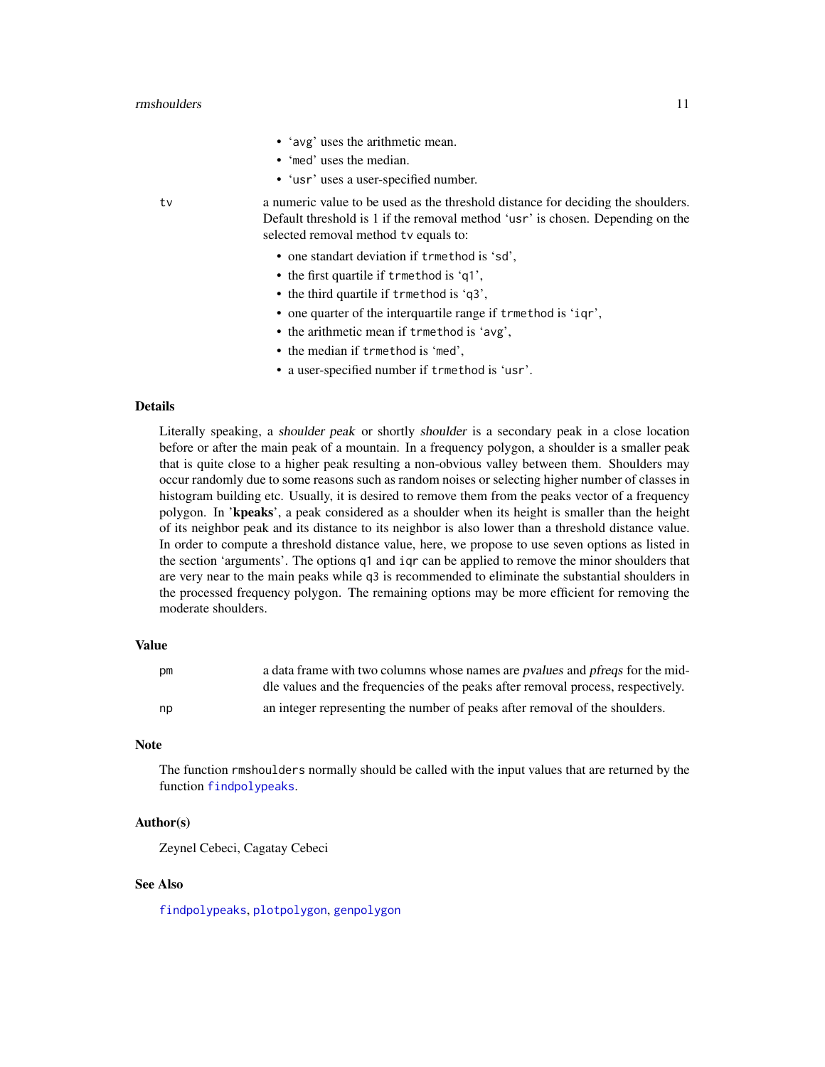- 'avg' uses the arithmetic mean.
- 'med' uses the median.
- 'usr' uses a user-specified number.

`tv` — a numeric value to be used as the threshold distance for deciding the shoulders. Default threshold is 1 if the removal method 'usr' is chosen. Depending on the selected removal method `tv` equals to:

- one standart deviation if `trmethod` is 'sd',
- the first quartile if `trmethod` is 'q1',
- the third quartile if `trmethod` is 'q3',
- one quarter of the interquartile range if `trmethod` is 'iqr',
- the arithmetic mean if `trmethod` is 'avg',
- the median if `trmethod` is 'med',
- a user-specified number if `trmethod` is 'usr'.

## Details

Literally speaking, a *shoulder peak* or shortly *shoulder* is a secondary peak in a close location before or after the main peak of a mountain. In a frequency polygon, a shoulder is a smaller peak that is quite close to a higher peak resulting a non-obvious valley between them. Shoulders may occur randomly due to some reasons such as random noises or selecting higher number of classes in histogram building etc. Usually, it is desired to remove them from the peaks vector of a frequency polygon. In '**kpeaks**', a peak considered as a shoulder when its height is smaller than the height of its neighbor peak and its distance to its neighbor is also lower than a threshold distance value. In order to compute a threshold distance value, here, we propose to use seven options as listed in the section 'arguments'. The options `q1` and `iqr` can be applied to remove the minor shoulders that are very near to the main peaks while `q3` is recommended to eliminate the substantial shoulders in the processed frequency polygon. The remaining options may be more efficient for removing the moderate shoulders.

## Value

| | |
|---|---|
| `pm` | a data frame with two columns whose names are *pvalues* and *pfreqs* for the middle values and the frequencies of the peaks after removal process, respectively. |
| `np` | an integer representing the number of peaks after removal of the shoulders. |

## Note

The function `rmshoulders` normally should be called with the input values that are returned by the function `findpolypeaks`.

## Author(s)

Zeynel Cebeci, Cagatay Cebeci

## See Also

`findpolypeaks`, `plotpolygon`, `genpolygon`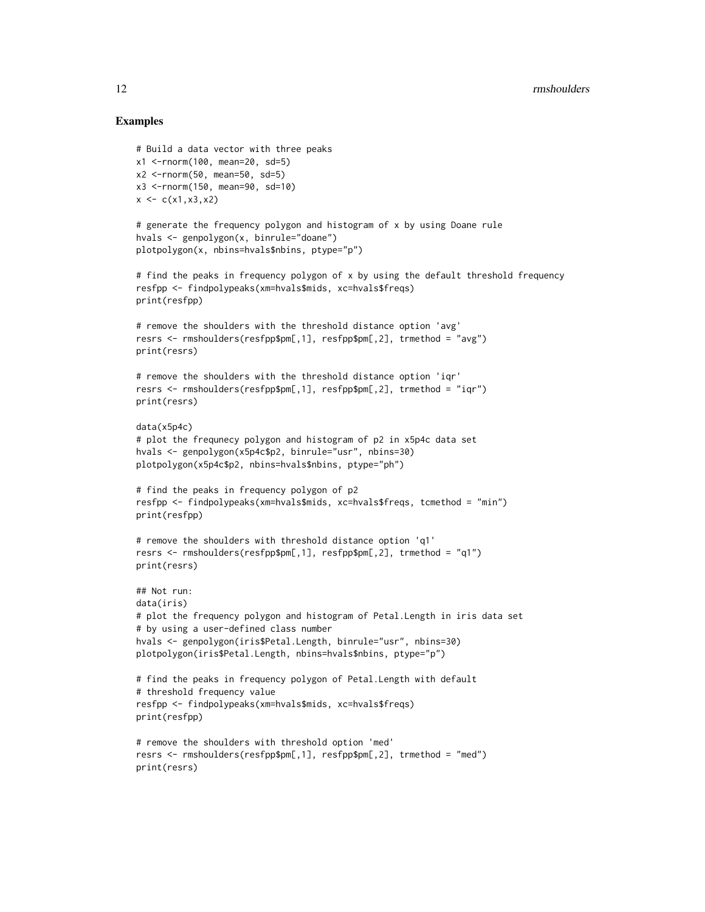## Examples

```
# Build a data vector with three peaks
x1 <-rnorm(100, mean=20, sd=5)
x2 <-rnorm(50, mean=50, sd=5)
x3 <-rnorm(150, mean=90, sd=10)
x <- c(x1,x3,x2)

# generate the frequency polygon and histogram of x by using Doane rule
hvals <- genpolygon(x, binrule="doane")
plotpolygon(x, nbins=hvals$nbins, ptype="p")

# find the peaks in frequency polygon of x by using the default threshold frequency
resfpp <- findpolypeaks(xm=hvals$mids, xc=hvals$freqs)
print(resfpp)

# remove the shoulders with the threshold distance option 'avg'
resrs <- rmshoulders(resfpp$pm[,1], resfpp$pm[,2], trmethod = "avg")
print(resrs)

# remove the shoulders with the threshold distance option 'iqr'
resrs <- rmshoulders(resfpp$pm[,1], resfpp$pm[,2], trmethod = "iqr")
print(resrs)

data(x5p4c)
# plot the frequnecy polygon and histogram of p2 in x5p4c data set
hvals <- genpolygon(x5p4c$p2, binrule="usr", nbins=30)
plotpolygon(x5p4c$p2, nbins=hvals$nbins, ptype="ph")

# find the peaks in frequency polygon of p2
resfpp <- findpolypeaks(xm=hvals$mids, xc=hvals$freqs, tcmethod = "min")
print(resfpp)

# remove the shoulders with threshold distance option 'q1'
resrs <- rmshoulders(resfpp$pm[,1], resfpp$pm[,2], trmethod = "q1")
print(resrs)

## Not run:
data(iris)
# plot the frequency polygon and histogram of Petal.Length in iris data set
# by using a user-defined class number
hvals <- genpolygon(iris$Petal.Length, binrule="usr", nbins=30)
plotpolygon(iris$Petal.Length, nbins=hvals$nbins, ptype="p")

# find the peaks in frequency polygon of Petal.Length with default
# threshold frequency value
resfpp <- findpolypeaks(xm=hvals$mids, xc=hvals$freqs)
print(resfpp)

# remove the shoulders with threshold option 'med'
resrs <- rmshoulders(resfpp$pm[,1], resfpp$pm[,2], trmethod = "med")
print(resrs)
```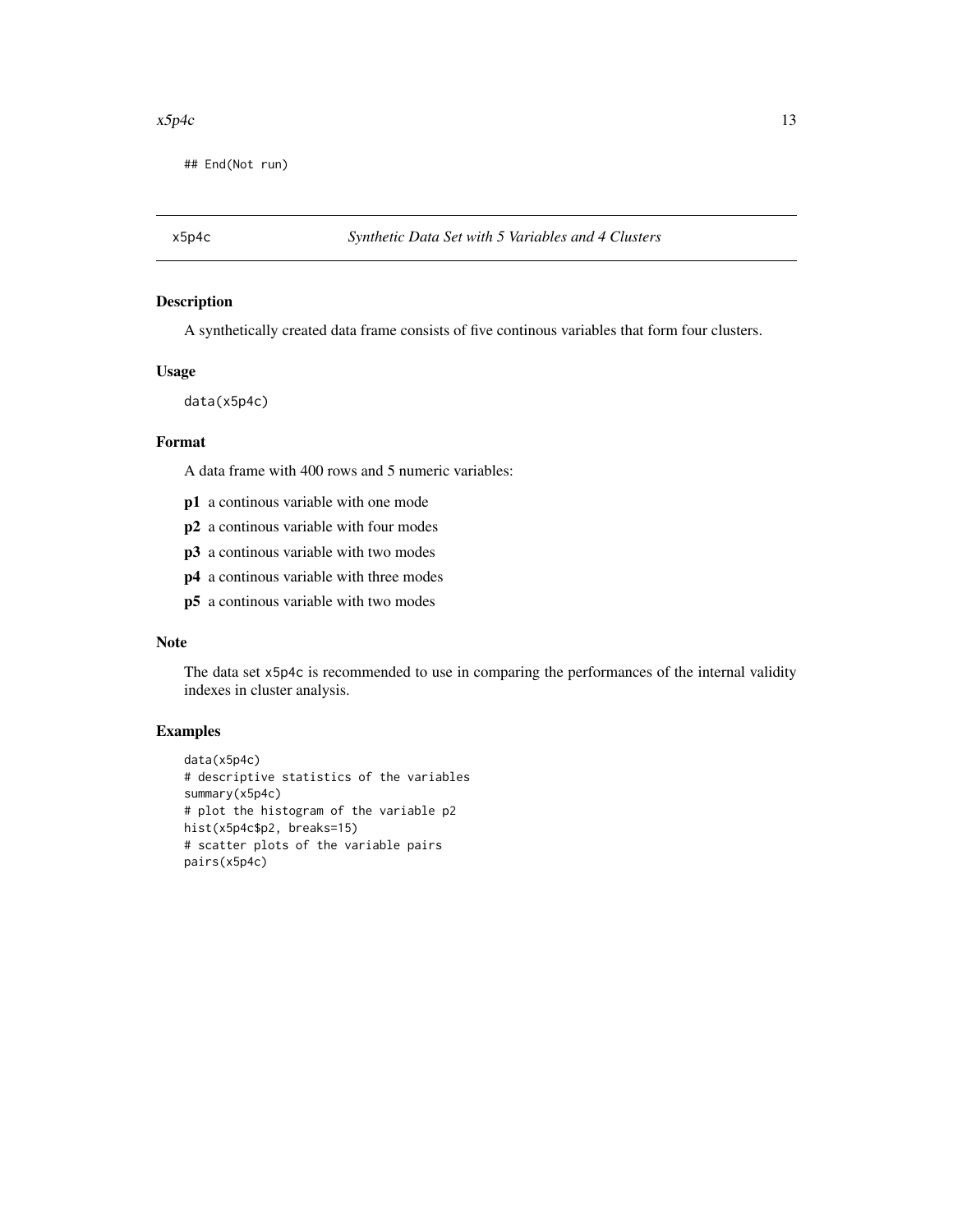```
## End(Not run)
```

## x5p4c — *Synthetic Data Set with 5 Variables and 4 Clusters*

### Description

A synthetically created data frame consists of five continous variables that form four clusters.

### Usage

```
data(x5p4c)
```

### Format

A data frame with 400 rows and 5 numeric variables:

- **p1** a continous variable with one mode
- **p2** a continous variable with four modes
- **p3** a continous variable with two modes
- **p4** a continous variable with three modes
- **p5** a continous variable with two modes

### Note

The data set `x5p4c` is recommended to use in comparing the performances of the internal validity indexes in cluster analysis.

### Examples

```
data(x5p4c)
# descriptive statistics of the variables
summary(x5p4c)
# plot the histogram of the variable p2
hist(x5p4c$p2, breaks=15)
# scatter plots of the variable pairs
pairs(x5p4c)
```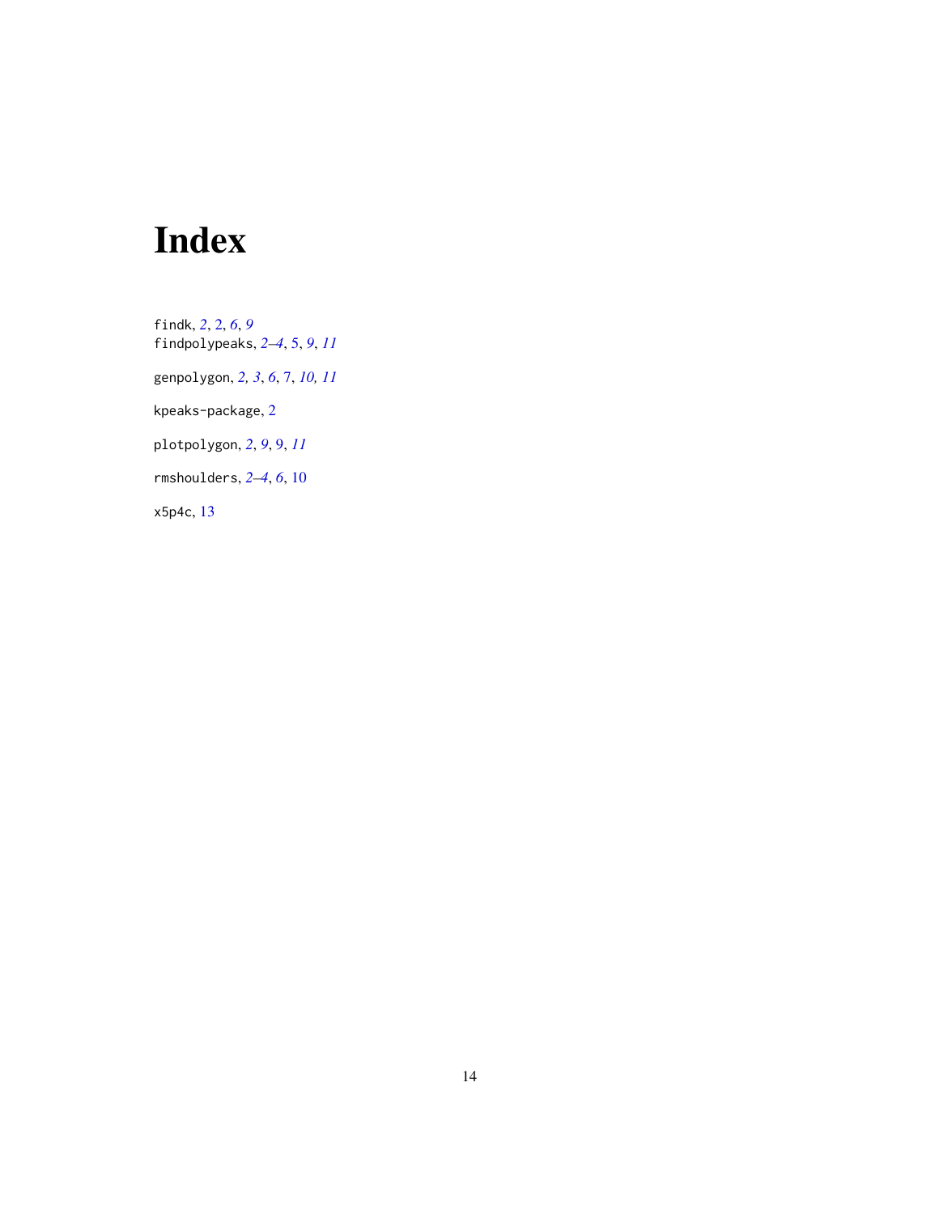# Index

findk, *2*, 2, *6*, *9*
findpolypeaks, *2–4*, 5, *9*, *11*

genpolygon, *2, 3*, *6*, 7, *10, 11*

kpeaks-package, 2

plotpolygon, *2*, *9*, 9, *11*

rmshoulders, *2–4*, *6*, 10

x5p4c, 13